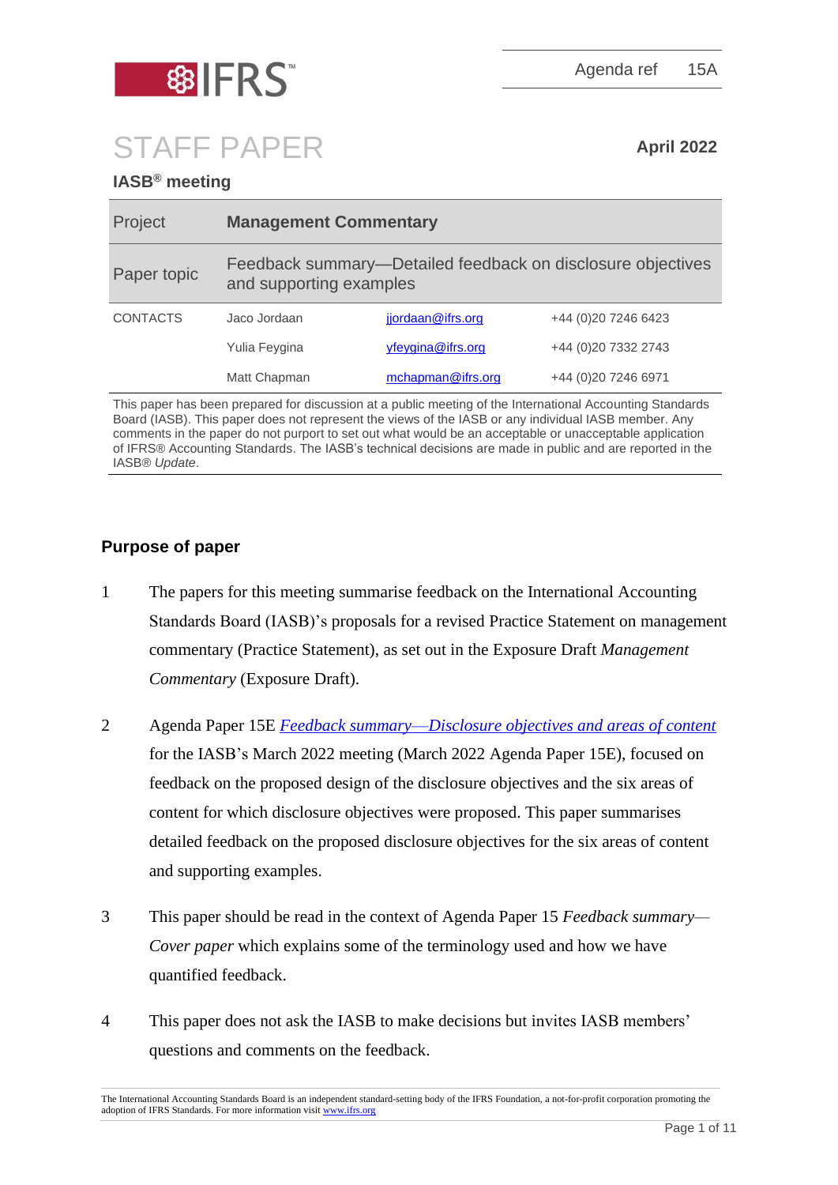Agenda ref 15A

# STAFF PAPER

**April 2022**

**IASB® meeting**

| Project | **Management Commentary** | |
|---|---|---|
| Paper topic | Feedback summary—Detailed feedback on disclosure objectives and supporting examples | |
| CONTACTS | Jaco Jordaan | jjordaan@ifrs.org | +44 (0)20 7246 6423 |
| | Yulia Feygina | yfeygina@ifrs.org | +44 (0)20 7332 2743 |
| | Matt Chapman | mchapman@ifrs.org | +44 (0)20 7246 6971 |

This paper has been prepared for discussion at a public meeting of the International Accounting Standards Board (IASB). This paper does not represent the views of the IASB or any individual IASB member. Any comments in the paper do not purport to set out what would be an acceptable or unacceptable application of IFRS® Accounting Standards. The IASB's technical decisions are made in public and are reported in the IASB® *Update*.

## Purpose of paper

1 The papers for this meeting summarise feedback on the International Accounting Standards Board (IASB)'s proposals for a revised Practice Statement on management commentary (Practice Statement), as set out in the Exposure Draft *Management Commentary* (Exposure Draft).

2 Agenda Paper 15E *Feedback summary—Disclosure objectives and areas of content* for the IASB's March 2022 meeting (March 2022 Agenda Paper 15E), focused on feedback on the proposed design of the disclosure objectives and the six areas of content for which disclosure objectives were proposed. This paper summarises detailed feedback on the proposed disclosure objectives for the six areas of content and supporting examples.

3 This paper should be read in the context of Agenda Paper 15 *Feedback summary—Cover paper* which explains some of the terminology used and how we have quantified feedback.

4 This paper does not ask the IASB to make decisions but invites IASB members' questions and comments on the feedback.

The International Accounting Standards Board is an independent standard-setting body of the IFRS Foundation, a not-for-profit corporation promoting the adoption of IFRS Standards. For more information visit www.ifrs.org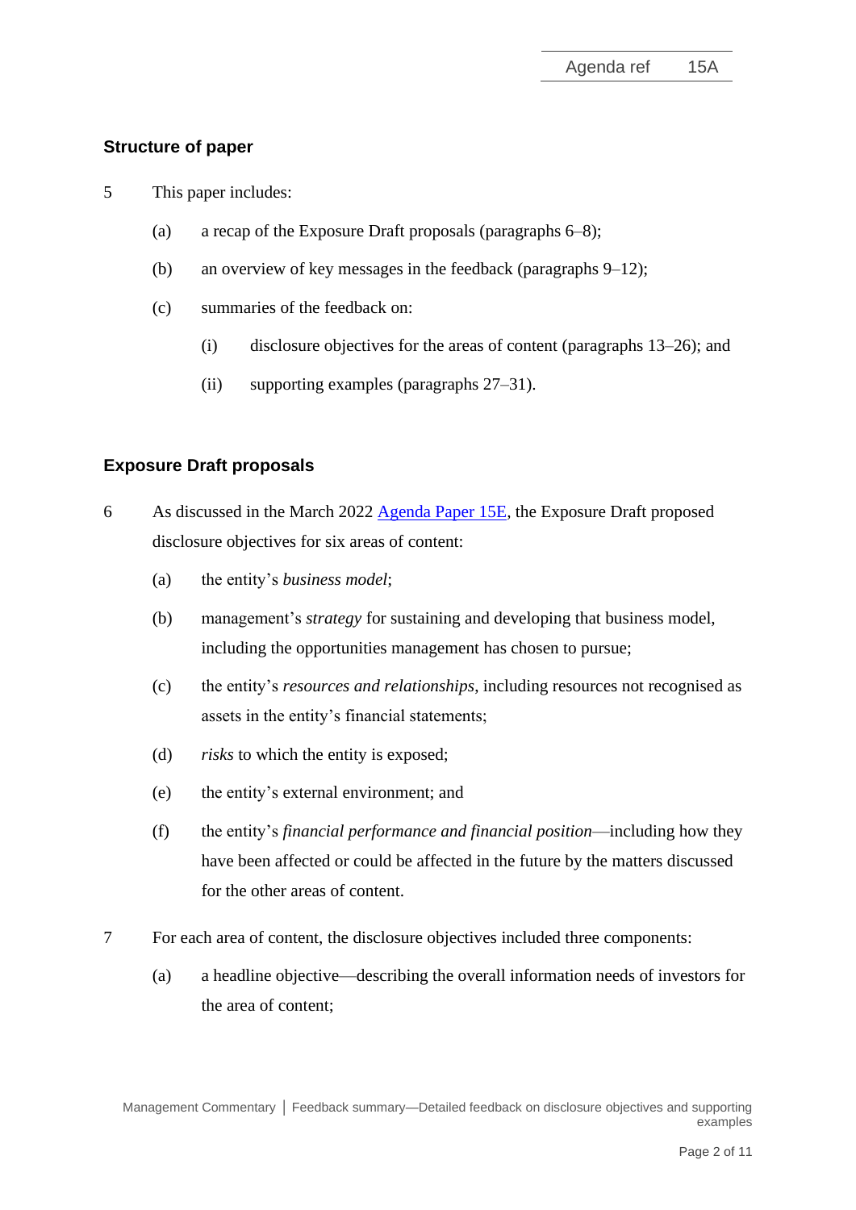## Structure of paper

5 This paper includes:

(a) a recap of the Exposure Draft proposals (paragraphs 6–8);

(b) an overview of key messages in the feedback (paragraphs 9–12);

(c) summaries of the feedback on:

(i) disclosure objectives for the areas of content (paragraphs 13–26); and

(ii) supporting examples (paragraphs 27–31).

## Exposure Draft proposals

6 As discussed in the March 2022 [Agenda Paper 15E](), the Exposure Draft proposed disclosure objectives for six areas of content:

(a) the entity's *business model*;

(b) management's *strategy* for sustaining and developing that business model, including the opportunities management has chosen to pursue;

(c) the entity's *resources and relationships*, including resources not recognised as assets in the entity's financial statements;

(d) *risks* to which the entity is exposed;

(e) the entity's external environment; and

(f) the entity's *financial performance and financial position*—including how they have been affected or could be affected in the future by the matters discussed for the other areas of content.

7 For each area of content, the disclosure objectives included three components:

(a) a headline objective—describing the overall information needs of investors for the area of content;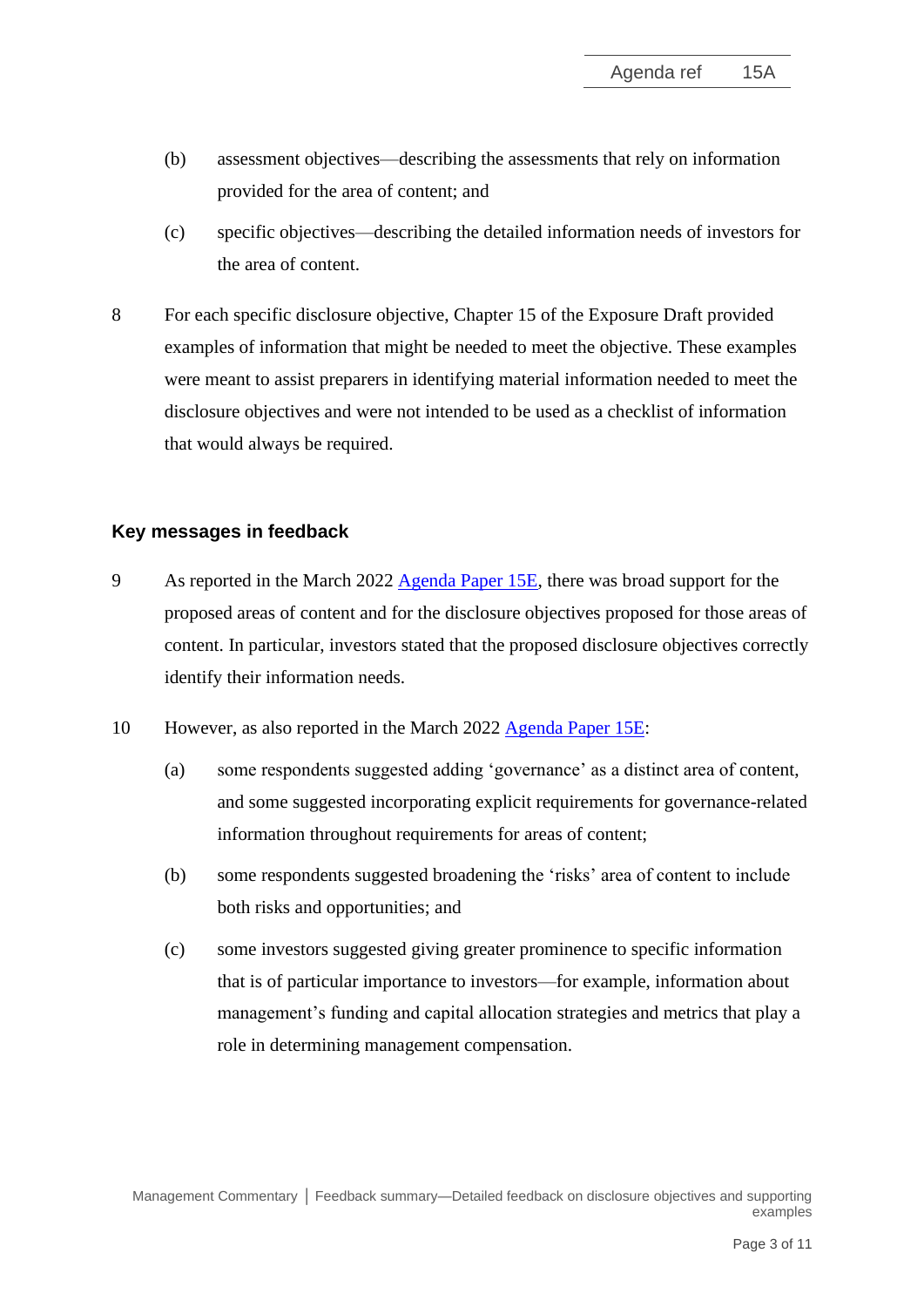(b) assessment objectives—describing the assessments that rely on information provided for the area of content; and

(c) specific objectives—describing the detailed information needs of investors for the area of content.

8 For each specific disclosure objective, Chapter 15 of the Exposure Draft provided examples of information that might be needed to meet the objective. These examples were meant to assist preparers in identifying material information needed to meet the disclosure objectives and were not intended to be used as a checklist of information that would always be required.

## Key messages in feedback

9 As reported in the March 2022 Agenda Paper 15E, there was broad support for the proposed areas of content and for the disclosure objectives proposed for those areas of content. In particular, investors stated that the proposed disclosure objectives correctly identify their information needs.

10 However, as also reported in the March 2022 Agenda Paper 15E:

(a) some respondents suggested adding 'governance' as a distinct area of content, and some suggested incorporating explicit requirements for governance-related information throughout requirements for areas of content;

(b) some respondents suggested broadening the 'risks' area of content to include both risks and opportunities; and

(c) some investors suggested giving greater prominence to specific information that is of particular importance to investors—for example, information about management's funding and capital allocation strategies and metrics that play a role in determining management compensation.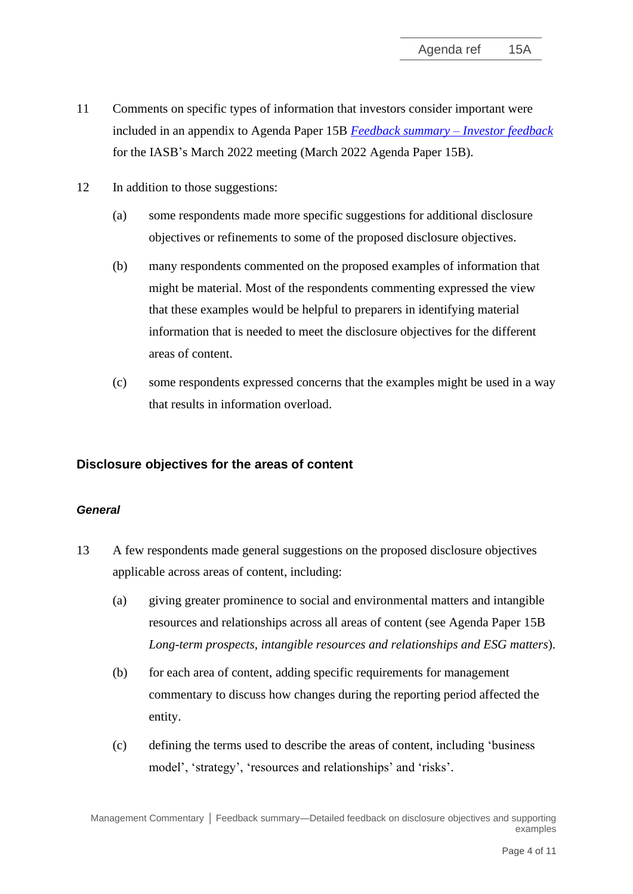11 Comments on specific types of information that investors consider important were included in an appendix to Agenda Paper 15B *Feedback summary – Investor feedback* for the IASB's March 2022 meeting (March 2022 Agenda Paper 15B).

12 In addition to those suggestions:

(a) some respondents made more specific suggestions for additional disclosure objectives or refinements to some of the proposed disclosure objectives.

(b) many respondents commented on the proposed examples of information that might be material. Most of the respondents commenting expressed the view that these examples would be helpful to preparers in identifying material information that is needed to meet the disclosure objectives for the different areas of content.

(c) some respondents expressed concerns that the examples might be used in a way that results in information overload.

## Disclosure objectives for the areas of content

### *General*

13 A few respondents made general suggestions on the proposed disclosure objectives applicable across areas of content, including:

(a) giving greater prominence to social and environmental matters and intangible resources and relationships across all areas of content (see Agenda Paper 15B *Long-term prospects, intangible resources and relationships and ESG matters*).

(b) for each area of content, adding specific requirements for management commentary to discuss how changes during the reporting period affected the entity.

(c) defining the terms used to describe the areas of content, including 'business model', 'strategy', 'resources and relationships' and 'risks'.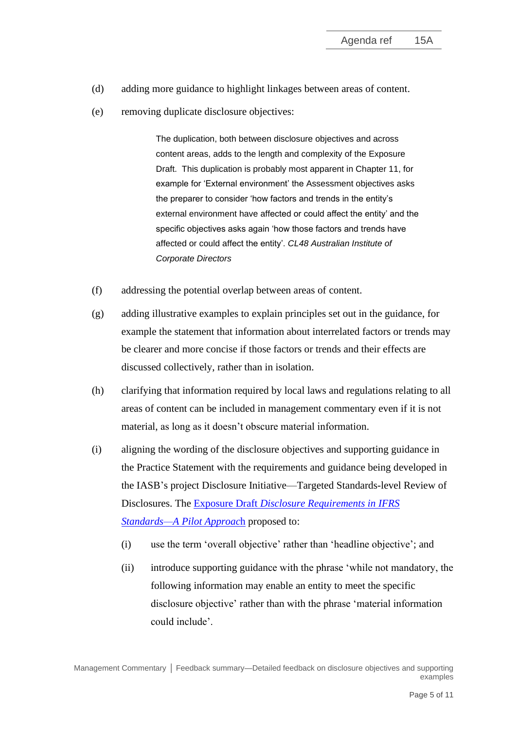(d) adding more guidance to highlight linkages between areas of content.

(e) removing duplicate disclosure objectives:

> The duplication, both between disclosure objectives and across content areas, adds to the length and complexity of the Exposure Draft. This duplication is probably most apparent in Chapter 11, for example for 'External environment' the Assessment objectives asks the preparer to consider 'how factors and trends in the entity's external environment have affected or could affect the entity' and the specific objectives asks again 'how those factors and trends have affected or could affect the entity'. *CL48 Australian Institute of Corporate Directors*

(f) addressing the potential overlap between areas of content.

(g) adding illustrative examples to explain principles set out in the guidance, for example the statement that information about interrelated factors or trends may be clearer and more concise if those factors or trends and their effects are discussed collectively, rather than in isolation.

(h) clarifying that information required by local laws and regulations relating to all areas of content can be included in management commentary even if it is not material, as long as it doesn't obscure material information.

(i) aligning the wording of the disclosure objectives and supporting guidance in the Practice Statement with the requirements and guidance being developed in the IASB's project Disclosure Initiative—Targeted Standards-level Review of Disclosures. The Exposure Draft *Disclosure Requirements in IFRS Standards—A Pilot Approach* proposed to:

   (i) use the term 'overall objective' rather than 'headline objective'; and

   (ii) introduce supporting guidance with the phrase 'while not mandatory, the following information may enable an entity to meet the specific disclosure objective' rather than with the phrase 'material information could include'.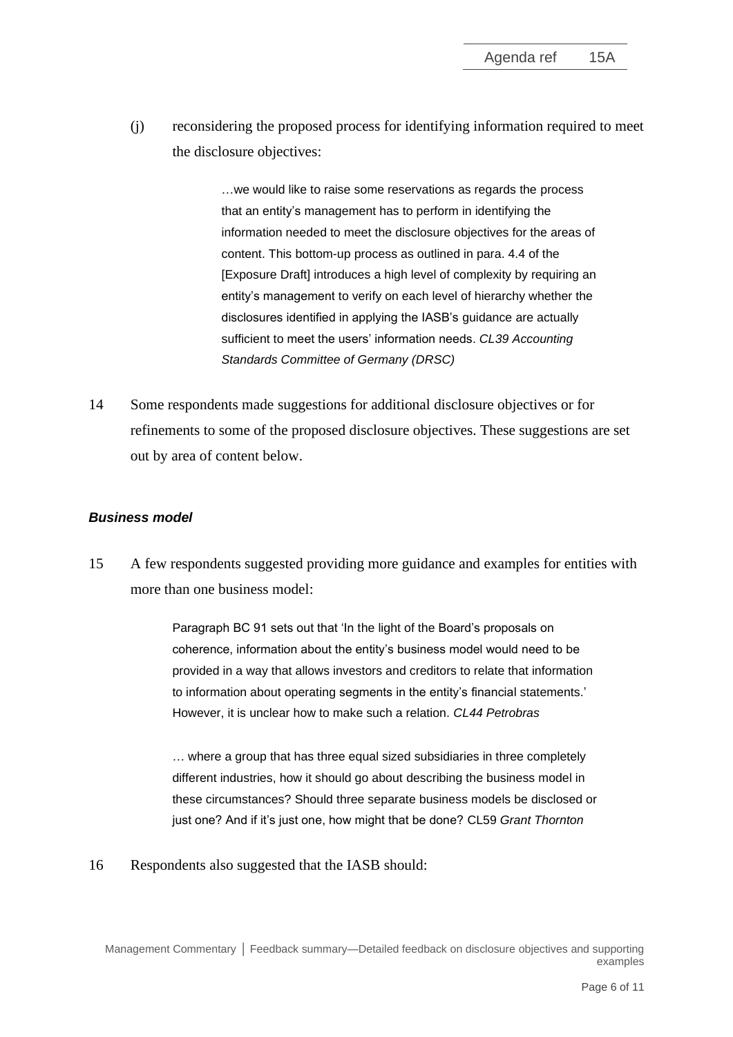(j) reconsidering the proposed process for identifying information required to meet the disclosure objectives:

> …we would like to raise some reservations as regards the process that an entity's management has to perform in identifying the information needed to meet the disclosure objectives for the areas of content. This bottom-up process as outlined in para. 4.4 of the [Exposure Draft] introduces a high level of complexity by requiring an entity's management to verify on each level of hierarchy whether the disclosures identified in applying the IASB's guidance are actually sufficient to meet the users' information needs. *CL39 Accounting Standards Committee of Germany (DRSC)*

14 Some respondents made suggestions for additional disclosure objectives or for refinements to some of the proposed disclosure objectives. These suggestions are set out by area of content below.

***Business model***

15 A few respondents suggested providing more guidance and examples for entities with more than one business model:

> Paragraph BC 91 sets out that 'In the light of the Board's proposals on coherence, information about the entity's business model would need to be provided in a way that allows investors and creditors to relate that information to information about operating segments in the entity's financial statements.' However, it is unclear how to make such a relation. *CL44 Petrobras*

> … where a group that has three equal sized subsidiaries in three completely different industries, how it should go about describing the business model in these circumstances? Should three separate business models be disclosed or just one? And if it's just one, how might that be done? CL59 *Grant Thornton*

16 Respondents also suggested that the IASB should: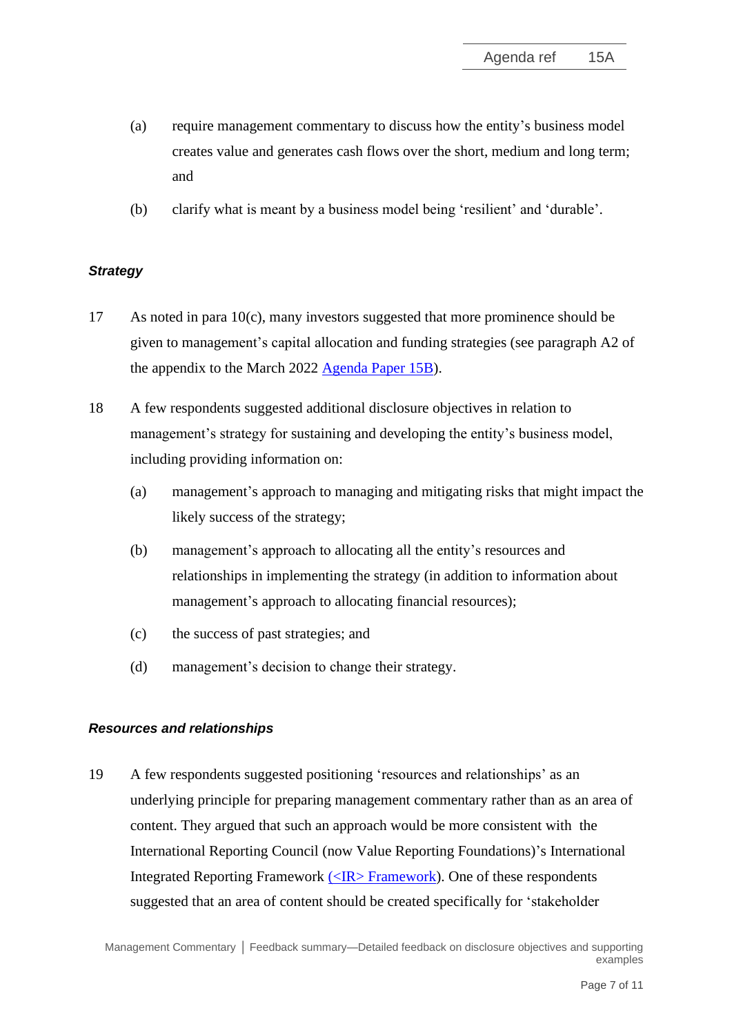(a) require management commentary to discuss how the entity's business model creates value and generates cash flows over the short, medium and long term; and

(b) clarify what is meant by a business model being 'resilient' and 'durable'.

### *Strategy*

17 As noted in para 10(c), many investors suggested that more prominence should be given to management's capital allocation and funding strategies (see paragraph A2 of the appendix to the March 2022 [Agenda Paper 15B](#)).

18 A few respondents suggested additional disclosure objectives in relation to management's strategy for sustaining and developing the entity's business model, including providing information on:

(a) management's approach to managing and mitigating risks that might impact the likely success of the strategy;

(b) management's approach to allocating all the entity's resources and relationships in implementing the strategy (in addition to information about management's approach to allocating financial resources);

(c) the success of past strategies; and

(d) management's decision to change their strategy.

### *Resources and relationships*

19 A few respondents suggested positioning 'resources and relationships' as an underlying principle for preparing management commentary rather than as an area of content. They argued that such an approach would be more consistent with the International Reporting Council (now Value Reporting Foundations)'s International Integrated Reporting Framework [(<IR> Framework)](#). One of these respondents suggested that an area of content should be created specifically for 'stakeholder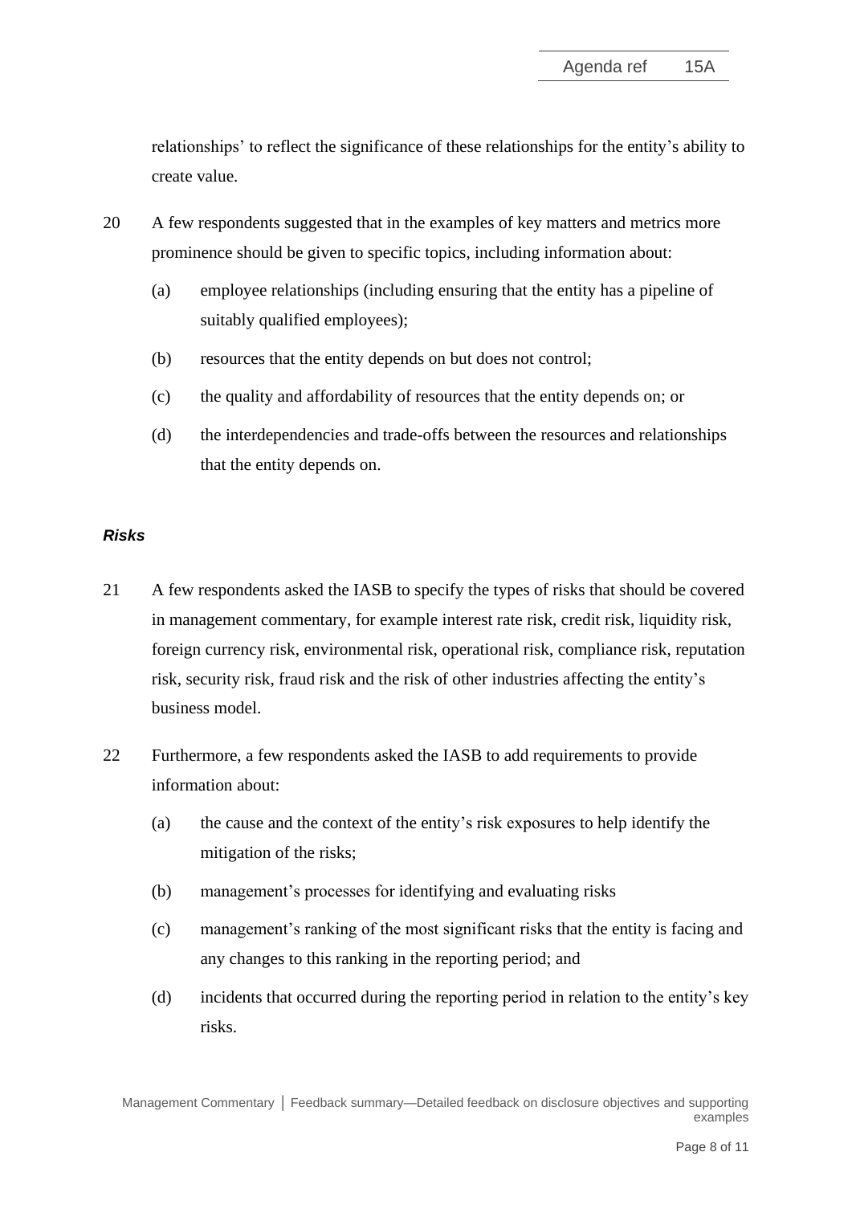relationships' to reflect the significance of these relationships for the entity's ability to create value.

20 A few respondents suggested that in the examples of key matters and metrics more prominence should be given to specific topics, including information about:

(a) employee relationships (including ensuring that the entity has a pipeline of suitably qualified employees);

(b) resources that the entity depends on but does not control;

(c) the quality and affordability of resources that the entity depends on; or

(d) the interdependencies and trade-offs between the resources and relationships that the entity depends on.

***Risks***

21 A few respondents asked the IASB to specify the types of risks that should be covered in management commentary, for example interest rate risk, credit risk, liquidity risk, foreign currency risk, environmental risk, operational risk, compliance risk, reputation risk, security risk, fraud risk and the risk of other industries affecting the entity's business model.

22 Furthermore, a few respondents asked the IASB to add requirements to provide information about:

(a) the cause and the context of the entity's risk exposures to help identify the mitigation of the risks;

(b) management's processes for identifying and evaluating risks

(c) management's ranking of the most significant risks that the entity is facing and any changes to this ranking in the reporting period; and

(d) incidents that occurred during the reporting period in relation to the entity's key risks.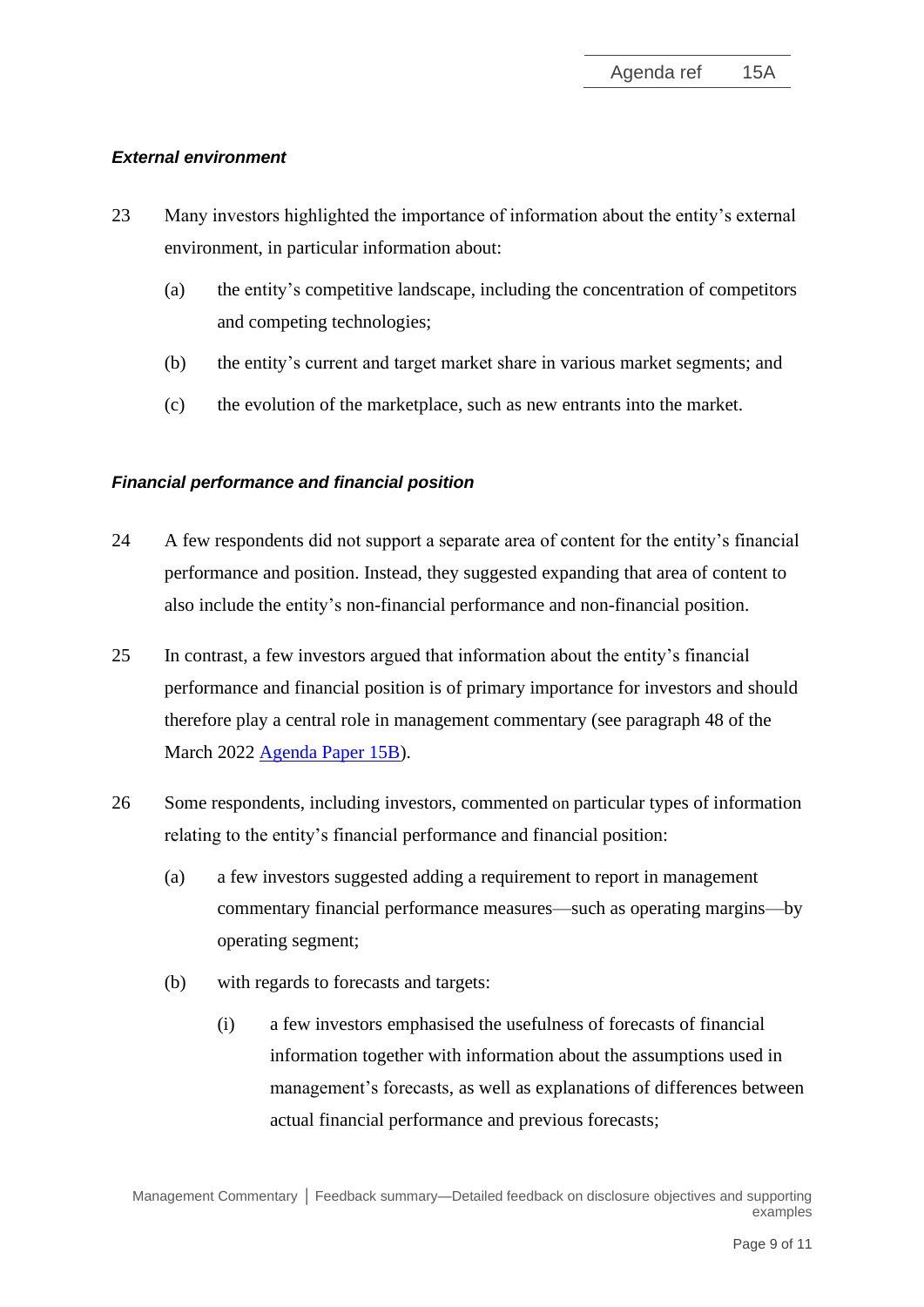### *External environment*

23 Many investors highlighted the importance of information about the entity's external environment, in particular information about:

(a) the entity's competitive landscape, including the concentration of competitors and competing technologies;

(b) the entity's current and target market share in various market segments; and

(c) the evolution of the marketplace, such as new entrants into the market.

### *Financial performance and financial position*

24 A few respondents did not support a separate area of content for the entity's financial performance and position. Instead, they suggested expanding that area of content to also include the entity's non-financial performance and non-financial position.

25 In contrast, a few investors argued that information about the entity's financial performance and financial position is of primary importance for investors and should therefore play a central role in management commentary (see paragraph 48 of the March 2022 Agenda Paper 15B).

26 Some respondents, including investors, commented on particular types of information relating to the entity's financial performance and financial position:

(a) a few investors suggested adding a requirement to report in management commentary financial performance measures—such as operating margins—by operating segment;

(b) with regards to forecasts and targets:

(i) a few investors emphasised the usefulness of forecasts of financial information together with information about the assumptions used in management's forecasts, as well as explanations of differences between actual financial performance and previous forecasts;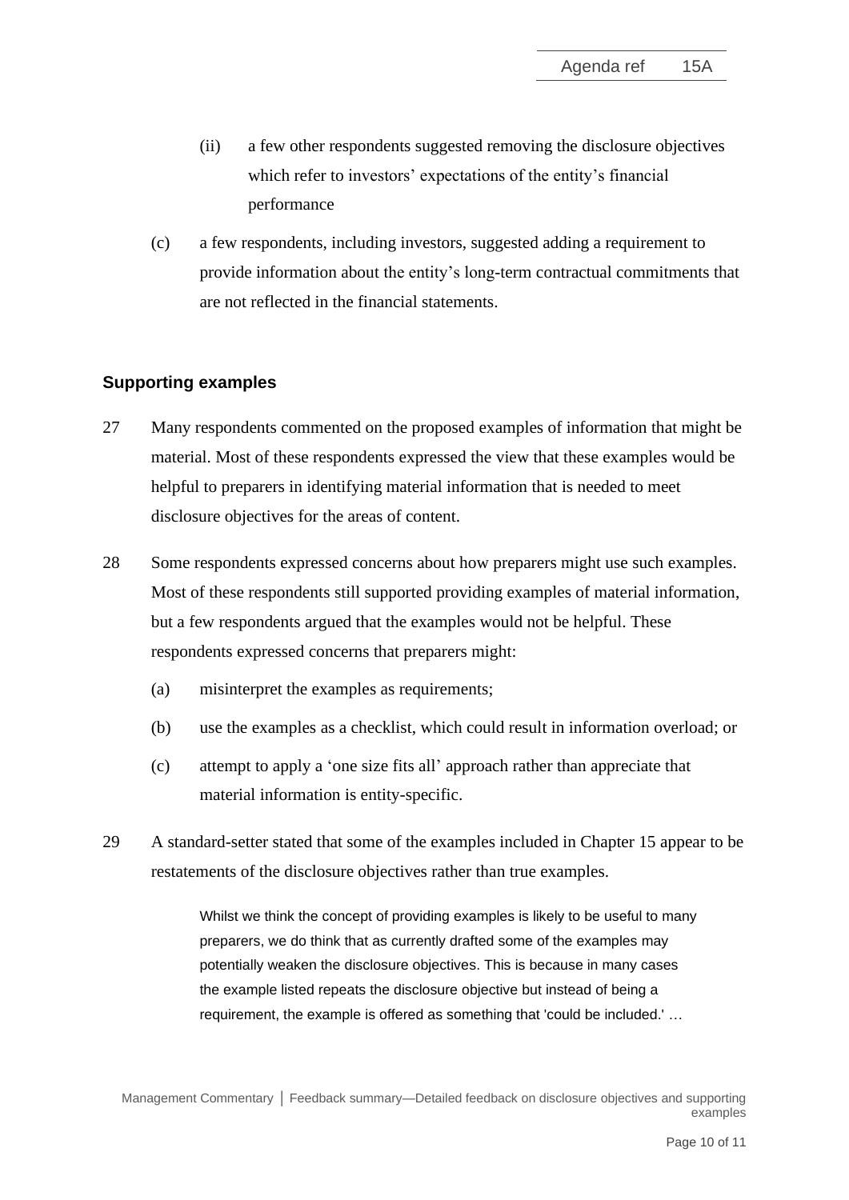(ii) a few other respondents suggested removing the disclosure objectives which refer to investors' expectations of the entity's financial performance

(c) a few respondents, including investors, suggested adding a requirement to provide information about the entity's long-term contractual commitments that are not reflected in the financial statements.

### Supporting examples

27 Many respondents commented on the proposed examples of information that might be material. Most of these respondents expressed the view that these examples would be helpful to preparers in identifying material information that is needed to meet disclosure objectives for the areas of content.

28 Some respondents expressed concerns about how preparers might use such examples. Most of these respondents still supported providing examples of material information, but a few respondents argued that the examples would not be helpful. These respondents expressed concerns that preparers might:

(a) misinterpret the examples as requirements;

(b) use the examples as a checklist, which could result in information overload; or

(c) attempt to apply a 'one size fits all' approach rather than appreciate that material information is entity-specific.

29 A standard-setter stated that some of the examples included in Chapter 15 appear to be restatements of the disclosure objectives rather than true examples.

> Whilst we think the concept of providing examples is likely to be useful to many preparers, we do think that as currently drafted some of the examples may potentially weaken the disclosure objectives. This is because in many cases the example listed repeats the disclosure objective but instead of being a requirement, the example is offered as something that 'could be included.' …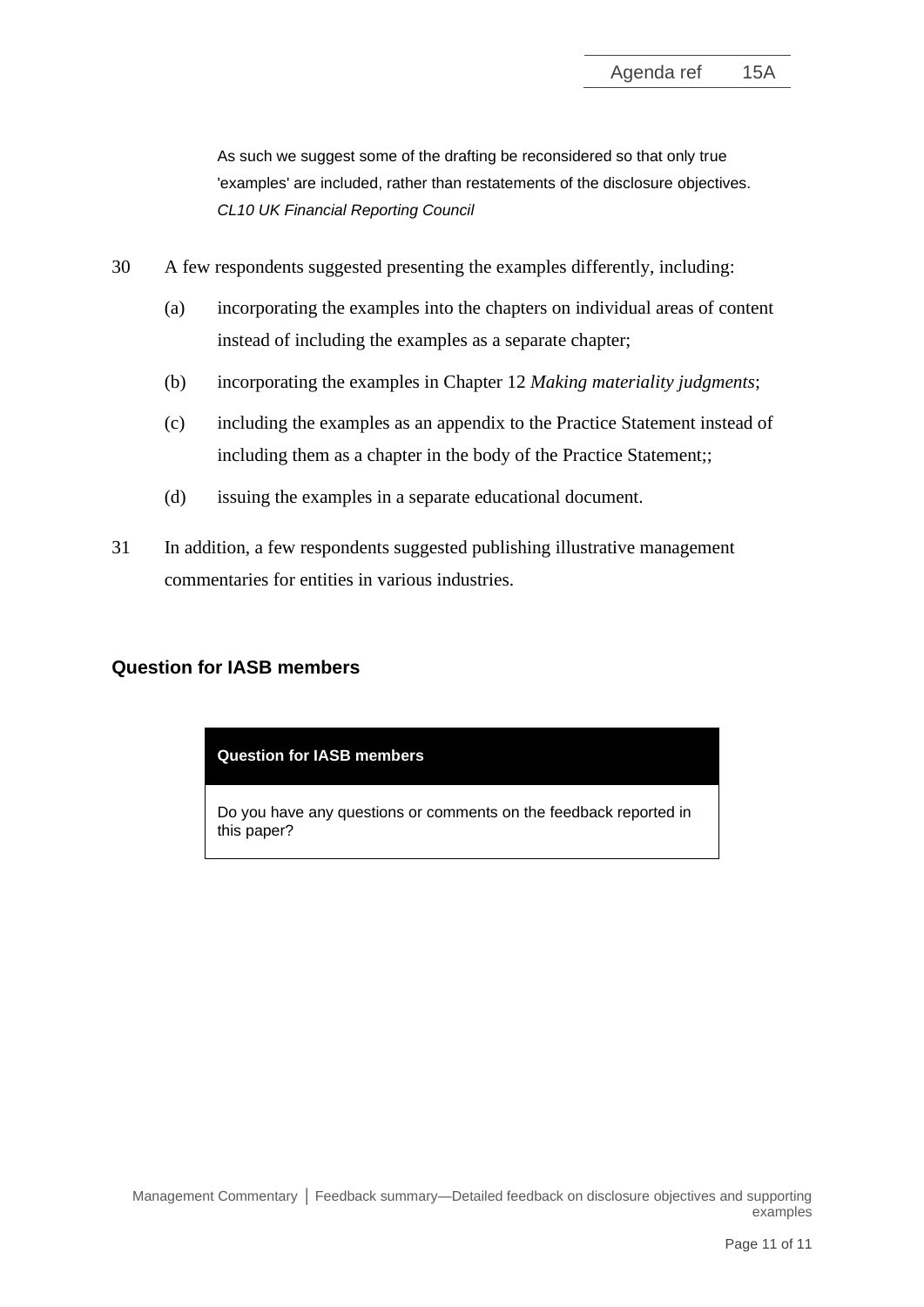As such we suggest some of the drafting be reconsidered so that only true 'examples' are included, rather than restatements of the disclosure objectives.
*CL10 UK Financial Reporting Council*

30 A few respondents suggested presenting the examples differently, including:

(a) incorporating the examples into the chapters on individual areas of content instead of including the examples as a separate chapter;

(b) incorporating the examples in Chapter 12 *Making materiality judgments*;

(c) including the examples as an appendix to the Practice Statement instead of including them as a chapter in the body of the Practice Statement;;

(d) issuing the examples in a separate educational document.

31 In addition, a few respondents suggested publishing illustrative management commentaries for entities in various industries.

## Question for IASB members

| **Question for IASB members** |
| --- |
| Do you have any questions or comments on the feedback reported in this paper? |